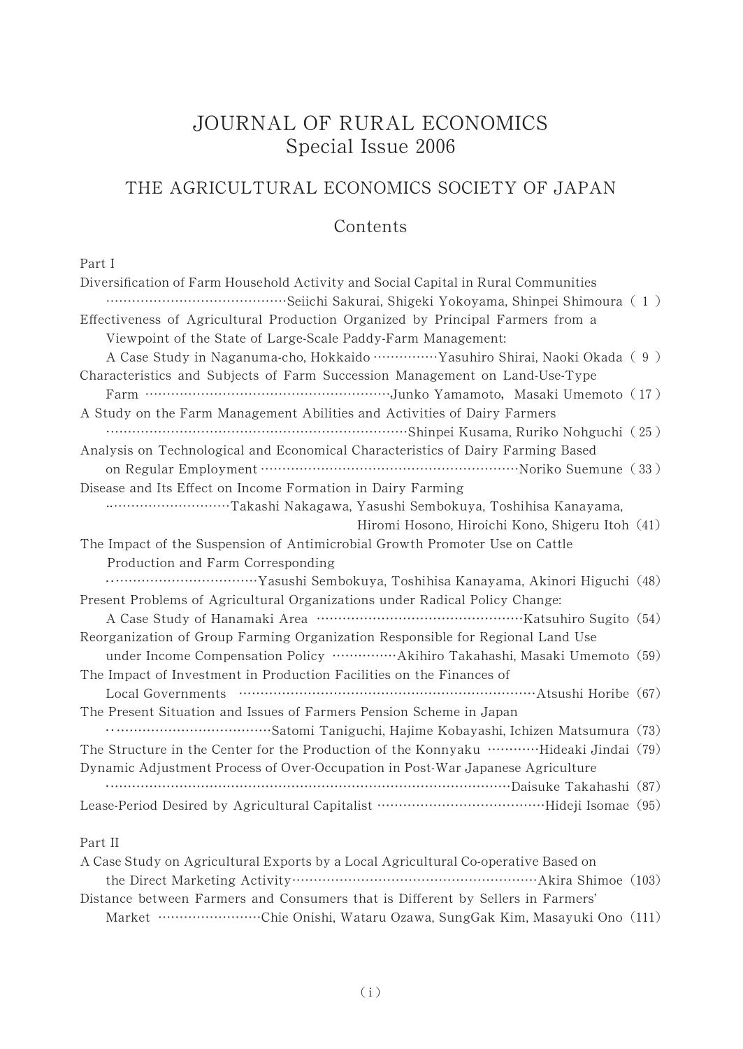# JOURNAL OF RURAL ECONOMICS
## Special Issue 2006

## THE AGRICULTURAL ECONOMICS SOCIETY OF JAPAN

### Contents

Part I

Diversification of Farm Household Activity and Social Capital in Rural Communities ……Seiichi Sakurai, Shigeki Yokoyama, Shinpei Shimoura ( 1 )

Effectiveness of Agricultural Production Organized by Principal Farmers from a Viewpoint of the State of Large-Scale Paddy-Farm Management: A Case Study in Naganuma-cho, Hokkaido ……Yasuhiro Shirai, Naoki Okada ( 9 )

Characteristics and Subjects of Farm Succession Management on Land-Use-Type Farm ……Junko Yamamoto, Masaki Umemoto (17)

A Study on the Farm Management Abilities and Activities of Dairy Farmers ……Shinpei Kusama, Ruriko Nohguchi (25)

Analysis on Technological and Economical Characteristics of Dairy Farming Based on Regular Employment ……Noriko Suemune (33)

Disease and Its Effect on Income Formation in Dairy Farming ……Takashi Nakagawa, Yasushi Sembokuya, Toshihisa Kanayama, Hiromi Hosono, Hiroichi Kono, Shigeru Itoh (41)

The Impact of the Suspension of Antimicrobial Growth Promoter Use on Cattle Production and Farm Corresponding ……Yasushi Sembokuya, Toshihisa Kanayama, Akinori Higuchi (48)

Present Problems of Agricultural Organizations under Radical Policy Change: A Case Study of Hanamaki Area ……Katsuhiro Sugito (54)

Reorganization of Group Farming Organization Responsible for Regional Land Use under Income Compensation Policy ……Akihiro Takahashi, Masaki Umemoto (59)

The Impact of Investment in Production Facilities on the Finances of Local Governments ……Atsushi Horibe (67)

The Present Situation and Issues of Farmers Pension Scheme in Japan ……Satomi Taniguchi, Hajime Kobayashi, Ichizen Matsumura (73)

The Structure in the Center for the Production of the Konnyaku ……Hideaki Jindai (79)

Dynamic Adjustment Process of Over-Occupation in Post-War Japanese Agriculture ……Daisuke Takahashi (87)

Lease-Period Desired by Agricultural Capitalist ……Hideji Isomae (95)

Part II

A Case Study on Agricultural Exports by a Local Agricultural Co-operative Based on the Direct Marketing Activity ……Akira Shimoe (103)

Distance between Farmers and Consumers that is Different by Sellers in Farmers' Market ……Chie Onishi, Wataru Ozawa, SungGak Kim, Masayuki Ono (111)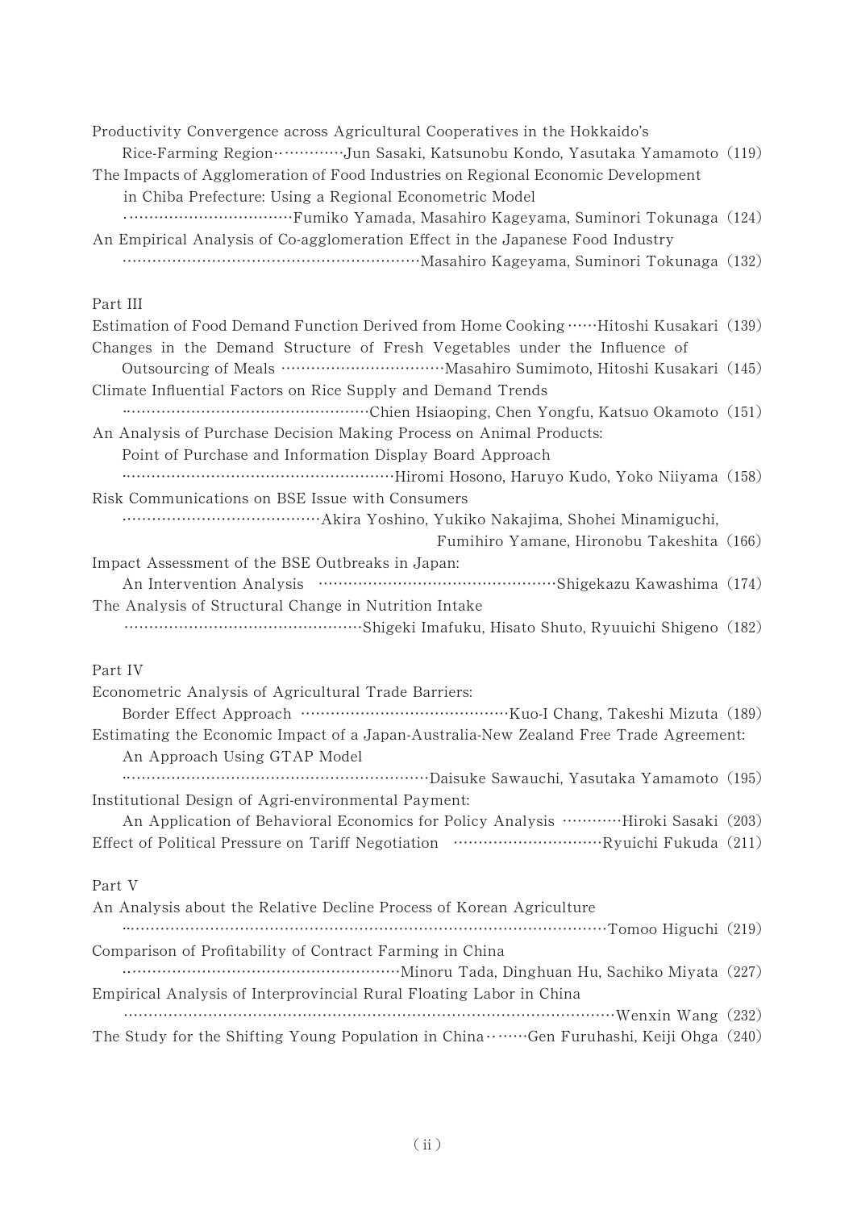Productivity Convergence across Agricultural Cooperatives in the Hokkaido's Rice-Farming Region ............. Jun Sasaki, Katsunobu Kondo, Yasutaka Yamamoto (119)

The Impacts of Agglomeration of Food Industries on Regional Economic Development in Chiba Prefecture: Using a Regional Econometric Model ................................. Fumiko Yamada, Masahiro Kageyama, Suminori Tokunaga (124)

An Empirical Analysis of Co-agglomeration Effect in the Japanese Food Industry ........................................................ Masahiro Kageyama, Suminori Tokunaga (132)

## Part III

Estimation of Food Demand Function Derived from Home Cooking ...... Hitoshi Kusakari (139)

Changes in the Demand Structure of Fresh Vegetables under the Influence of Outsourcing of Meals ................................ Masahiro Sumimoto, Hitoshi Kusakari (145)

Climate Influential Factors on Rice Supply and Demand Trends ................................................ Chien Hsiaoping, Chen Yongfu, Katsuo Okamoto (151)

An Analysis of Purchase Decision Making Process on Animal Products: Point of Purchase and Information Display Board Approach ..................................................... Hiromi Hosono, Haruyo Kudo, Yoko Niiyama (158)

Risk Communications on BSE Issue with Consumers ....................................... Akira Yoshino, Yukiko Nakajima, Shohei Minamiguchi, Fumihiro Yamane, Hironobu Takeshita (166)

Impact Assessment of the BSE Outbreaks in Japan: An Intervention Analysis ............................................... Shigekazu Kawashima (174)

The Analysis of Structural Change in Nutrition Intake ............................................... Shigeki Imafuku, Hisato Shuto, Ryuuichi Shigeno (182)

## Part IV

Econometric Analysis of Agricultural Trade Barriers: Border Effect Approach ......................................... Kuo-I Chang, Takeshi Mizuta (189)

Estimating the Economic Impact of a Japan-Australia-New Zealand Free Trade Agreement: An Approach Using GTAP Model ............................................................ Daisuke Sawauchi, Yasutaka Yamamoto (195)

Institutional Design of Agri-environmental Payment: An Application of Behavioral Economics for Policy Analysis ............ Hiroki Sasaki (203)

Effect of Political Pressure on Tariff Negotiation ............................. Ryuichi Fukuda (211)

## Part V

An Analysis about the Relative Decline Process of Korean Agriculture ............................................................................................. Tomoo Higuchi (219)

Comparison of Profitability of Contract Farming in China ..................................................... Minoru Tada, Dinghuan Hu, Sachiko Miyata (227)

Empirical Analysis of Interprovincial Rural Floating Labor in China ............................................................................................. Wenxin Wang (232)

The Study for the Shifting Young Population in China ........ Gen Furuhashi, Keiji Ohga (240)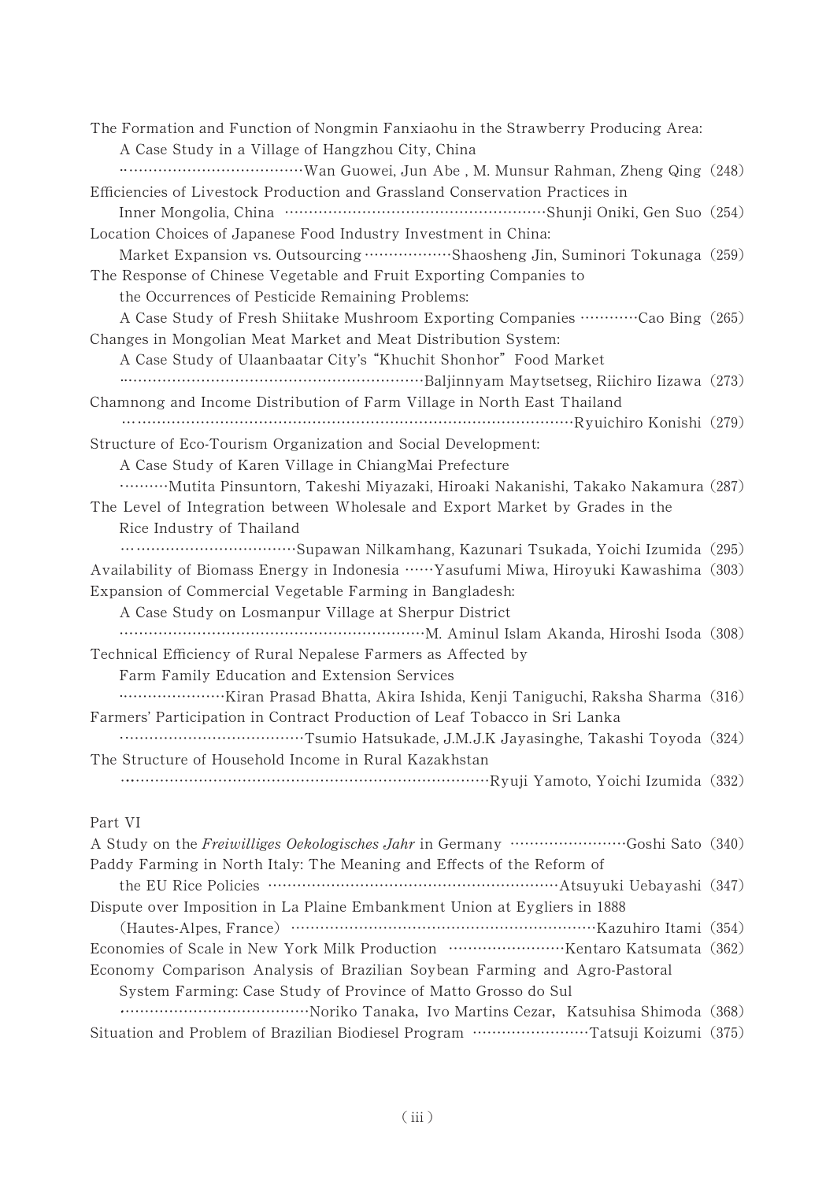The Formation and Function of Nongmin Fanxiaohu in the Strawberry Producing Area:
A Case Study in a Village of Hangzhou City, China
……………………………………Wan Guowei, Jun Abe , M. Munsur Rahman, Zheng Qing (248)

Efficiencies of Livestock Production and Grassland Conservation Practices in
Inner Mongolia, China ……………………………………………………Shunji Oniki, Gen Suo (254)

Location Choices of Japanese Food Industry Investment in China:
Market Expansion vs. Outsourcing ………………Shaosheng Jin, Suminori Tokunaga (259)

The Response of Chinese Vegetable and Fruit Exporting Companies to
the Occurrences of Pesticide Remaining Problems:
A Case Study of Fresh Shiitake Mushroom Exporting Companies …………Cao Bing (265)

Changes in Mongolian Meat Market and Meat Distribution System:
A Case Study of Ulaanbaatar City's "Khuchit Shonhor" Food Market
………………………………………………………………Baljinnyam Maytsetseg, Riichiro Iizawa (273)

Chamnong and Income Distribution of Farm Village in North East Thailand
……………………………………………………………………………………………Ryuichiro Konishi (279)

Structure of Eco-Tourism Organization and Social Development:
A Case Study of Karen Village in ChiangMai Prefecture
……….Mutita Pinsuntorn, Takeshi Miyazaki, Hiroaki Nakanishi, Takako Nakamura (287)

The Level of Integration between Wholesale and Export Market by Grades in the
Rice Industry of Thailand
…………………………………Supawan Nilkamhang, Kazunari Tsukada, Yoichi Izumida (295)

Availability of Biomass Energy in Indonesia ……Yasufumi Miwa, Hiroyuki Kawashima (303)

Expansion of Commercial Vegetable Farming in Bangladesh:
A Case Study on Losmanpur Village at Sherpur District
………………………………………………………………M. Aminul Islam Akanda, Hiroshi Isoda (308)

Technical Efficiency of Rural Nepalese Farmers as Affected by
Farm Family Education and Extension Services
……………………Kiran Prasad Bhatta, Akira Ishida, Kenji Taniguchi, Raksha Sharma (316)

Farmers' Participation in Contract Production of Leaf Tobacco in Sri Lanka
……………………………………Tsumio Hatsukade, J.M.J.K Jayasinghe, Takashi Toyoda (324)

The Structure of Household Income in Rural Kazakhstan
…………………………………………………………………………Ryuji Yamoto, Yoichi Izumida (332)

Part VI

A Study on the *Freiwilliges Oekologisches Jahr* in Germany ……………………Goshi Sato (340)

Paddy Farming in North Italy: The Meaning and Effects of the Reform of
the EU Rice Policies ………………………………………………………Atsuyuki Uebayashi (347)

Dispute over Imposition in La Plaine Embankment Union at Eygliers in 1888
(Hautes-Alpes, France) ……………………………………………………………Kazuhiro Itami (354)

Economies of Scale in New York Milk Production ……………………Kentaro Katsumata (362)

Economy Comparison Analysis of Brazilian Soybean Farming and Agro-Pastoral
System Farming: Case Study of Province of Matto Grosso do Sul
……………………………………Noriko Tanaka, Ivo Martins Cezar, Katsuhisa Shimoda (368)

Situation and Problem of Brazilian Biodiesel Program ……………………Tatsuji Koizumi (375)